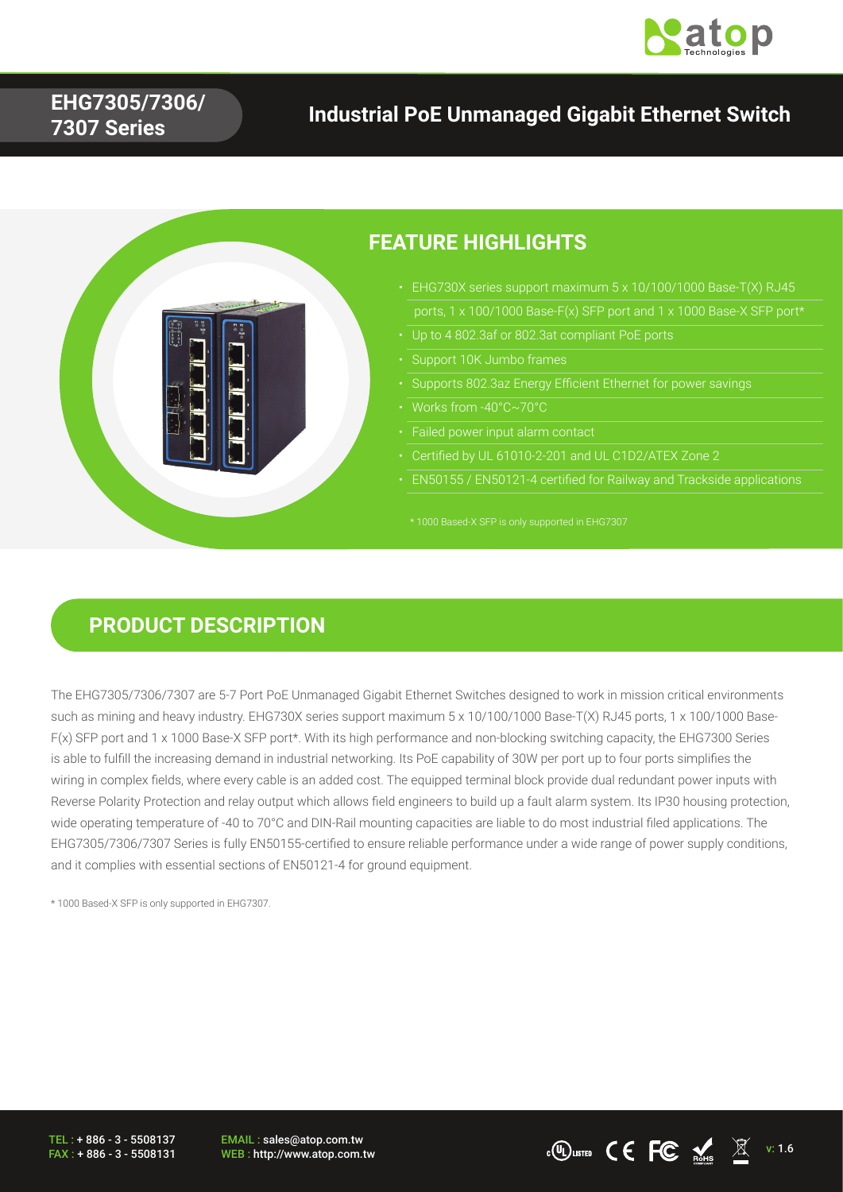# EHG7305/7306/7307 Series

## Industrial PoE Unmanaged Gigabit Ethernet Switch

## FEATURE HIGHLIGHTS

- EHG730X series support maximum 5 x 10/100/1000 Base-T(X) RJ45 ports, 1 x 100/1000 Base-F(x) SFP port and 1 x 1000 Base-X SFP port*
- Up to 4 802.3af or 802.3at compliant PoE ports
- Support 10K Jumbo frames
- Supports 802.3az Energy Efficient Ethernet for power savings
- Works from -40°C~70°C
- Failed power input alarm contact
- Certified by UL 61010-2-201 and UL C1D2/ATEX Zone 2
- EN50155 / EN50121-4 certified for Railway and Trackside applications

\* 1000 Based-X SFP is only supported in EHG7307

## PRODUCT DESCRIPTION

The EHG7305/7306/7307 are 5-7 Port PoE Unmanaged Gigabit Ethernet Switches designed to work in mission critical environments such as mining and heavy industry. EHG730X series support maximum 5 x 10/100/1000 Base-T(X) RJ45 ports, 1 x 100/1000 Base-F(x) SFP port and 1 x 1000 Base-X SFP port*. With its high performance and non-blocking switching capacity, the EHG7300 Series is able to fulfill the increasing demand in industrial networking. Its PoE capability of 30W per port up to four ports simplifies the wiring in complex fields, where every cable is an added cost. The equipped terminal block provide dual redundant power inputs with Reverse Polarity Protection and relay output which allows field engineers to build up a fault alarm system. Its IP30 housing protection, wide operating temperature of -40 to 70°C and DIN-Rail mounting capacities are liable to do most industrial filed applications. The EHG7305/7306/7307 Series is fully EN50155-certified to ensure reliable performance under a wide range of power supply conditions, and it complies with essential sections of EN50121-4 for ground equipment.

\* 1000 Based-X SFP is only supported in EHG7307.

TEL : + 886 - 3 - 5508137
FAX : + 886 - 3 - 5508131
EMAIL : sales@atop.com.tw
WEB : http://www.atop.com.tw

v: 1.6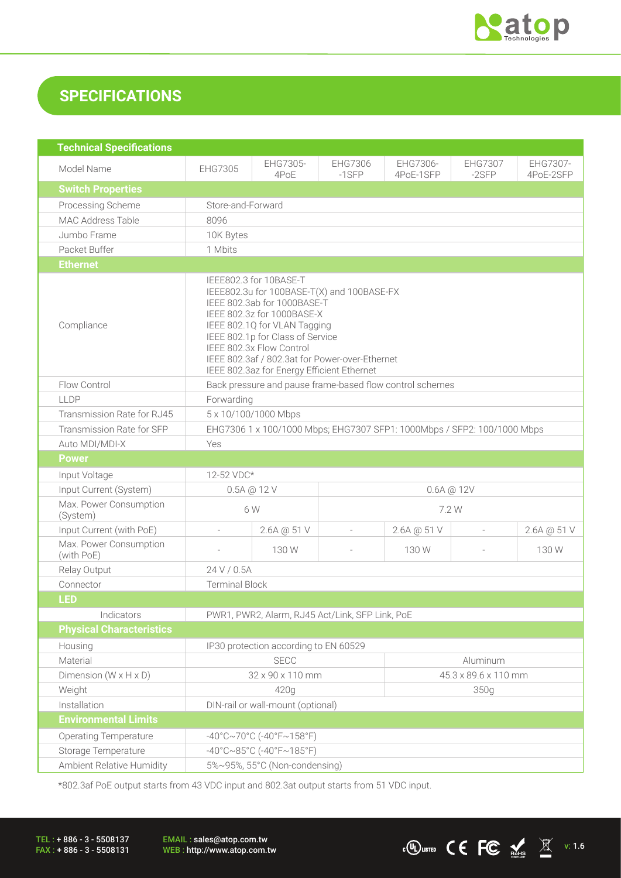## SPECIFICATIONS

| Technical Specifications | | | | | | |
|---|---|---|---|---|---|---|
| Model Name | EHG7305 | EHG7305-4PoE | EHG7306-1SFP | EHG7306-4PoE-1SFP | EHG7307-2SFP | EHG7307-4PoE-2SFP |
| **Switch Properties** | | | | | | |
| Processing Scheme | Store-and-Forward | | | | | |
| MAC Address Table | 8096 | | | | | |
| Jumbo Frame | 10K Bytes | | | | | |
| Packet Buffer | 1 Mbits | | | | | |
| **Ethernet** | | | | | | |
| Compliance | IEEE802.3 for 10BASE-T<br>IEEE802.3u for 100BASE-T(X) and 100BASE-FX<br>IEEE 802.3ab for 1000BASE-T<br>IEEE 802.3z for 1000BASE-X<br>IEEE 802.1Q for VLAN Tagging<br>IEEE 802.1p for Class of Service<br>IEEE 802.3x Flow Control<br>IEEE 802.3af / 802.3at for Power-over-Ethernet<br>IEEE 802.3az for Energy Efficient Ethernet | | | | | |
| Flow Control | Back pressure and pause frame-based flow control schemes | | | | | |
| LLDP | Forwarding | | | | | |
| Transmission Rate for RJ45 | 5 x 10/100/1000 Mbps | | | | | |
| Transmission Rate for SFP | EHG7306 1 x 100/1000 Mbps; EHG7307 SFP1: 1000Mbps / SFP2: 100/1000 Mbps | | | | | |
| Auto MDI/MDI-X | Yes | | | | | |
| **Power** | | | | | | |
| Input Voltage | 12-52 VDC* | | | | | |
| Input Current (System) | 0.5A @ 12 V | | 0.6A @ 12V | | | |
| Max. Power Consumption (System) | 6 W | | 7.2 W | | | |
| Input Current (with PoE) | - | 2.6A @ 51 V | - | 2.6A @ 51 V | - | 2.6A @ 51 V |
| Max. Power Consumption (with PoE) | - | 130 W | - | 130 W | - | 130 W |
| Relay Output | 24 V / 0.5A | | | | | |
| Connector | Terminal Block | | | | | |
| **LED** | | | | | | |
| Indicators | PWR1, PWR2, Alarm, RJ45 Act/Link, SFP Link, PoE | | | | | |
| **Physical Characteristics** | | | | | | |
| Housing | IP30 protection according to EN 60529 | | | | | |
| Material | SECC | | | Aluminum | | |
| Dimension (W x H x D) | 32 x 90 x 110 mm | | | 45.3 x 89.6 x 110 mm | | |
| Weight | 420g | | | 350g | | |
| Installation | DIN-rail or wall-mount (optional) | | | | | |
| **Environmental Limits** | | | | | | |
| Operating Temperature | -40°C~70°C (-40°F~158°F) | | | | | |
| Storage Temperature | -40°C~85°C (-40°F~185°F) | | | | | |
| Ambient Relative Humidity | 5%~95%, 55°C (Non-condensing) | | | | | |

*802.3af PoE output starts from 43 VDC input and 802.3at output starts from 51 VDC input.

TEL : + 886 - 3 - 5508137
FAX : + 886 - 3 - 5508131

EMAIL : sales@atop.com.tw
WEB : http://www.atop.com.tw

v: 1.6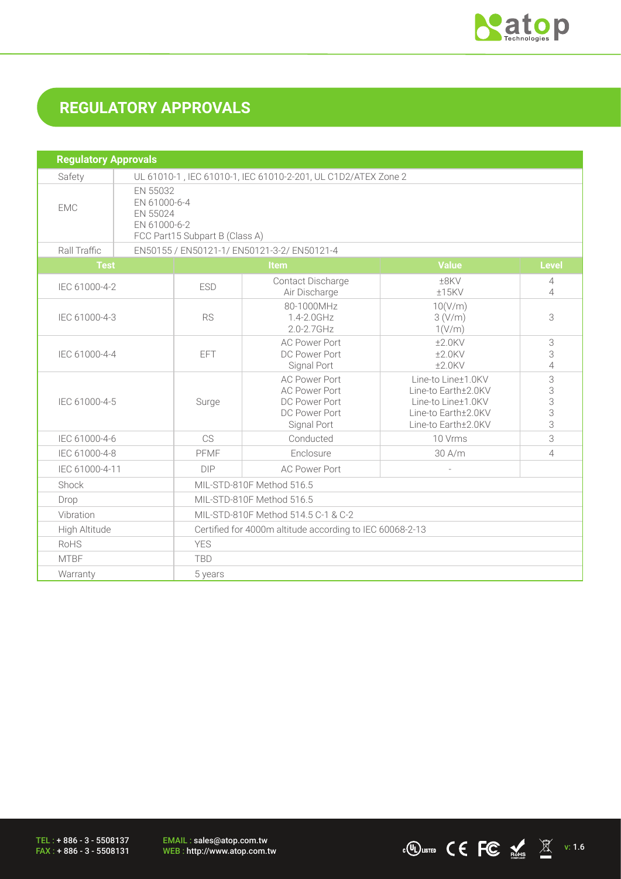# REGULATORY APPROVALS

| Regulatory Approvals | | | | |
|---|---|---|---|---|
| Safety | UL 61010-1 , IEC 61010-1, IEC 61010-2-201, UL C1D2/ATEX Zone 2 | | | |
| EMC | EN 55032<br>EN 61000-6-4<br>EN 55024<br>EN 61000-6-2<br>FCC Part15 Subpart B (Class A) | | | |
| Rall Traffic | EN50155 / EN50121-1/ EN50121-3-2/ EN50121-4 | | | |
| **Test** | **Item** | | **Value** | **Level** |
| IEC 61000-4-2 | ESD | Contact Discharge<br>Air Discharge | ±8KV<br>±15KV | 4<br>4 |
| IEC 61000-4-3 | RS | 80-1000MHz<br>1.4-2.0GHz<br>2.0-2.7GHz | 10(V/m)<br>3 (V/m)<br>1(V/m) | 3 |
| IEC 61000-4-4 | EFT | AC Power Port<br>DC Power Port<br>Signal Port | ±2.0KV<br>±2.0KV<br>±2.0KV | 3<br>3<br>4 |
| IEC 61000-4-5 | Surge | AC Power Port<br>AC Power Port<br>DC Power Port<br>DC Power Port<br>Signal Port | Line-to Line±1.0KV<br>Line-to Earth±2.0KV<br>Line-to Line±1.0KV<br>Line-to Earth±2.0KV<br>Line-to Earth±2.0KV | 3<br>3<br>3<br>3<br>3 |
| IEC 61000-4-6 | CS | Conducted | 10 Vrms | 3 |
| IEC 61000-4-8 | PFMF | Enclosure | 30 A/m | 4 |
| IEC 61000-4-11 | DIP | AC Power Port | - | |
| Shock | MIL-STD-810F Method 516.5 | | | |
| Drop | MIL-STD-810F Method 516.5 | | | |
| Vibration | MIL-STD-810F Method 514.5 C-1 & C-2 | | | |
| High Altitude | Certified for 4000m altitude according to IEC 60068-2-13 | | | |
| RoHS | YES | | | |
| MTBF | TBD | | | |
| Warranty | 5 years | | | |

TEL : + 886 - 3 - 5508137
FAX : + 886 - 3 - 5508131

EMAIL : sales@atop.com.tw
WEB : http://www.atop.com.tw

v: 1.6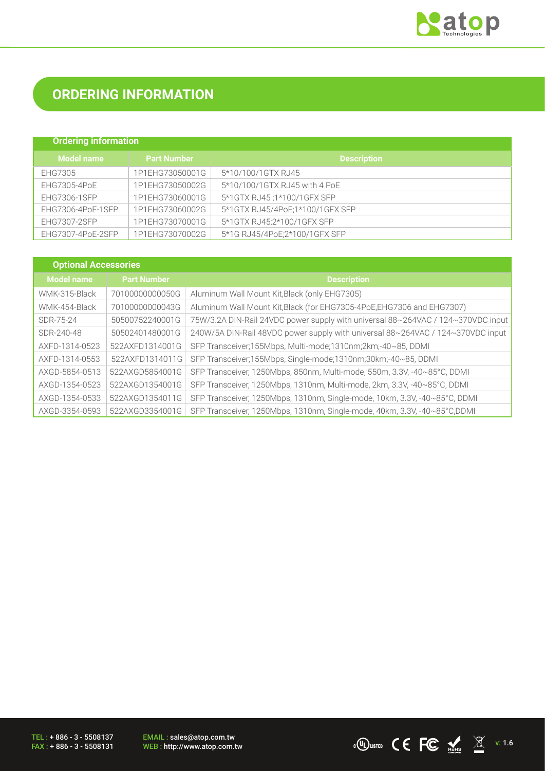## ORDERING INFORMATION

**Ordering information**

| Model name | Part Number | Description |
|---|---|---|
| EHG7305 | 1P1EHG73050001G | 5*10/100/1GTX RJ45 |
| EHG7305-4PoE | 1P1EHG73050002G | 5*10/100/1GTX RJ45 with 4 PoE |
| EHG7306-1SFP | 1P1EHG73060001G | 5*1GTX RJ45 ;1*100/1GFX SFP |
| EHG7306-4PoE-1SFP | 1P1EHG73060002G | 5*1GTX RJ45/4PoE;1*100/1GFX SFP |
| EHG7307-2SFP | 1P1EHG73070001G | 5*1GTX RJ45;2*100/1GFX SFP |
| EHG7307-4PoE-2SFP | 1P1EHG73070002G | 5*1G RJ45/4PoE;2*100/1GFX SFP |

**Optional Accessories**

| Model name | Part Number | Description |
|---|---|---|
| WMK-315-Black | 70100000000050G | Aluminum Wall Mount Kit,Black (only EHG7305) |
| WMK-454-Black | 70100000000043G | Aluminum Wall Mount Kit,Black (for EHG7305-4PoE,EHG7306 and EHG7307) |
| SDR-75-24 | 50500752240001G | 75W/3.2A DIN-Rail 24VDC power supply with universal 88~264VAC / 124~370VDC input |
| SDR-240-48 | 50502401480001G | 240W/5A DIN-Rail 48VDC power supply with universal 88~264VAC / 124~370VDC input |
| AXFD-1314-0523 | 522AXFD1314001G | SFP Transceiver;155Mbps, Multi-mode;1310nm;2km;-40~85, DDMI |
| AXFD-1314-0553 | 522AXFD1314011G | SFP Transceiver;155Mbps, Single-mode;1310nm;30km;-40~85, DDMI |
| AXGD-5854-0513 | 522AXGD5854001G | SFP Transceiver, 1250Mbps, 850nm, Multi-mode, 550m, 3.3V, -40~85°C, DDMI |
| AXGD-1354-0523 | 522AXGD1354001G | SFP Transceiver, 1250Mbps, 1310nm, Multi-mode, 2km, 3.3V, -40~85°C, DDMI |
| AXGD-1354-0533 | 522AXGD1354011G | SFP Transceiver, 1250Mbps, 1310nm, Single-mode, 10km, 3.3V, -40~85°C, DDMI |
| AXGD-3354-0593 | 522AXGD3354001G | SFP Transceiver, 1250Mbps, 1310nm, Single-mode, 40km, 3.3V, -40~85°C,DDMI |

TEL : + 886 - 3 - 5508137
FAX : + 886 - 3 - 5508131

EMAIL : sales@atop.com.tw
WEB : http://www.atop.com.tw

v: 1.6